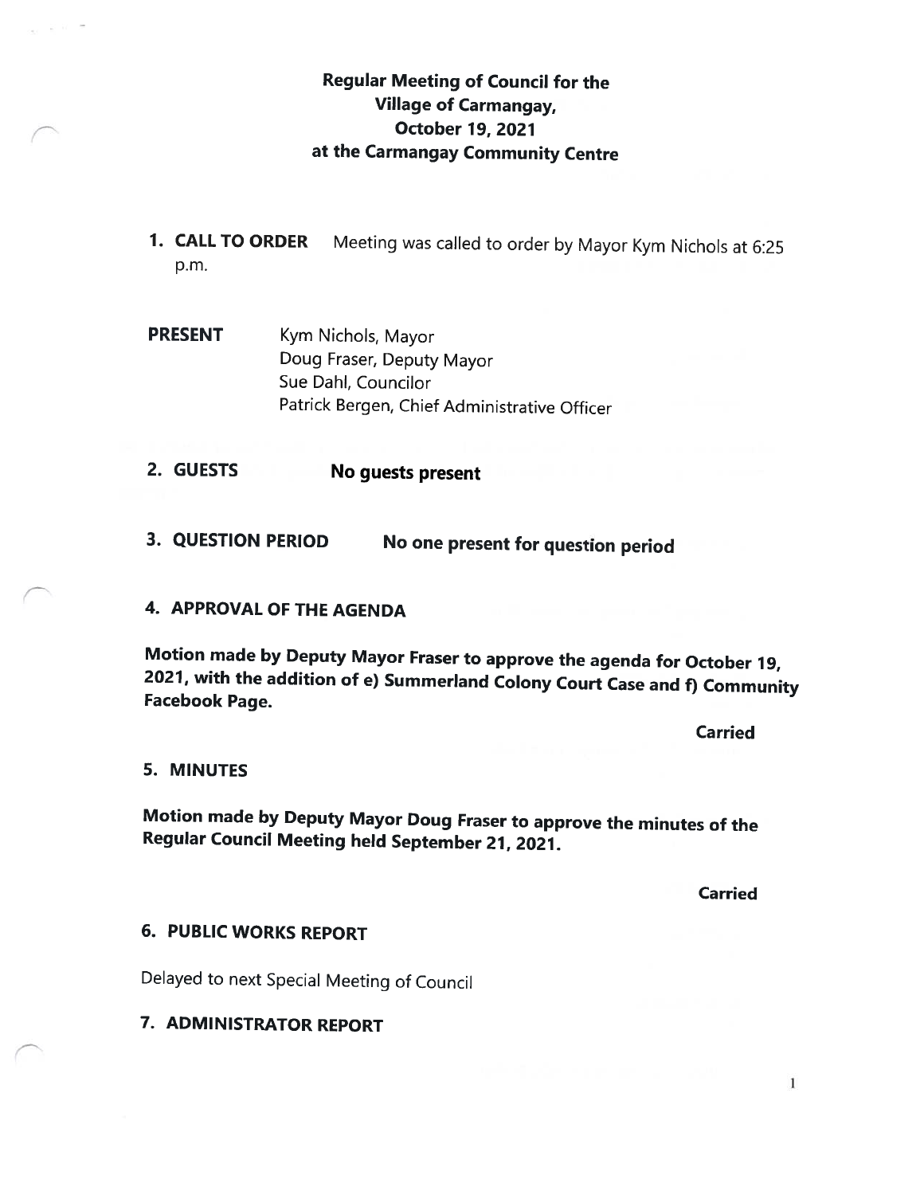# Regular Meeting of Council for the Village of Carmangay, October 19, 2021 at the Carmangay Community Centre

1. **CALL TO ORDER** Meeting was called to order by Mayor Kym Nichols at 6:25 p.m.

**PRESENT**

Kym Nichols, Mayor
Doug Fraser, Deputy Mayor
Sue Dahl, Councilor
Patrick Bergen, Chief Administrative Officer

2. **GUESTS** **No guests present**

3. **QUESTION PERIOD** **No one present for question period**

4. **APPROVAL OF THE AGENDA**

**Motion made by Deputy Mayor Fraser to approve the agenda for October 19, 2021, with the addition of e) Summerland Colony Court Case and f) Community Facebook Page.**

**Carried**

5. **MINUTES**

**Motion made by Deputy Mayor Doug Fraser to approve the minutes of the Regular Council Meeting held September 21, 2021.**

**Carried**

6. **PUBLIC WORKS REPORT**

Delayed to next Special Meeting of Council

7. **ADMINISTRATOR REPORT**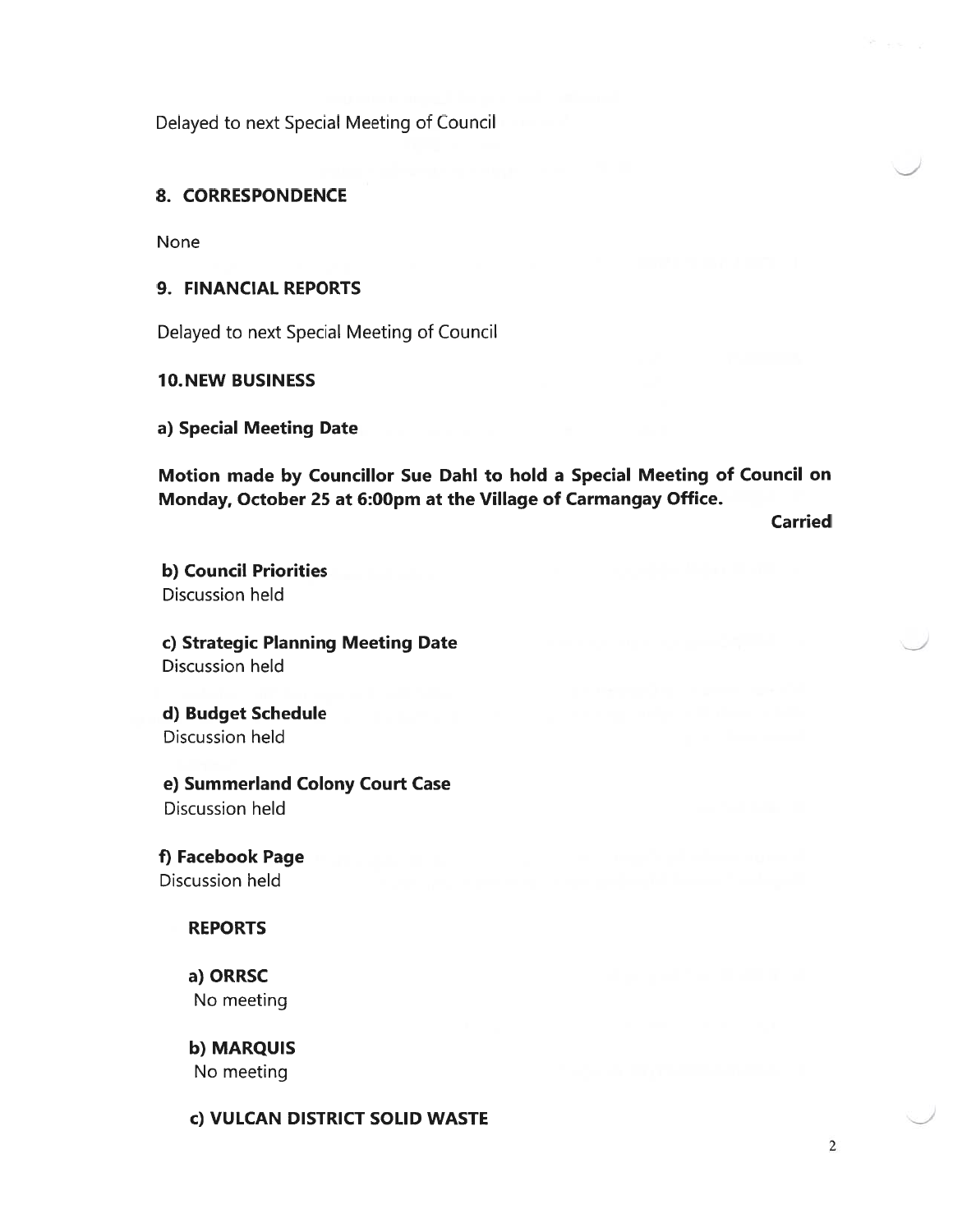Delayed to next Special Meeting of Council

## 8. CORRESPONDENCE

None

## 9. FINANCIAL REPORTS

Delayed to next Special Meeting of Council

## 10. NEW BUSINESS

**a) Special Meeting Date**

**Motion made by Councillor Sue Dahl to hold a Special Meeting of Council on Monday, October 25 at 6:00pm at the Village of Carmangay Office.**

**Carried**

**b) Council Priorities**
Discussion held

**c) Strategic Planning Meeting Date**
Discussion held

**d) Budget Schedule**
Discussion held

**e) Summerland Colony Court Case**
Discussion held

**f) Facebook Page**
Discussion held

**REPORTS**

**a) ORRSC**
No meeting

**b) MARQUIS**
No meeting

**c) VULCAN DISTRICT SOLID WASTE**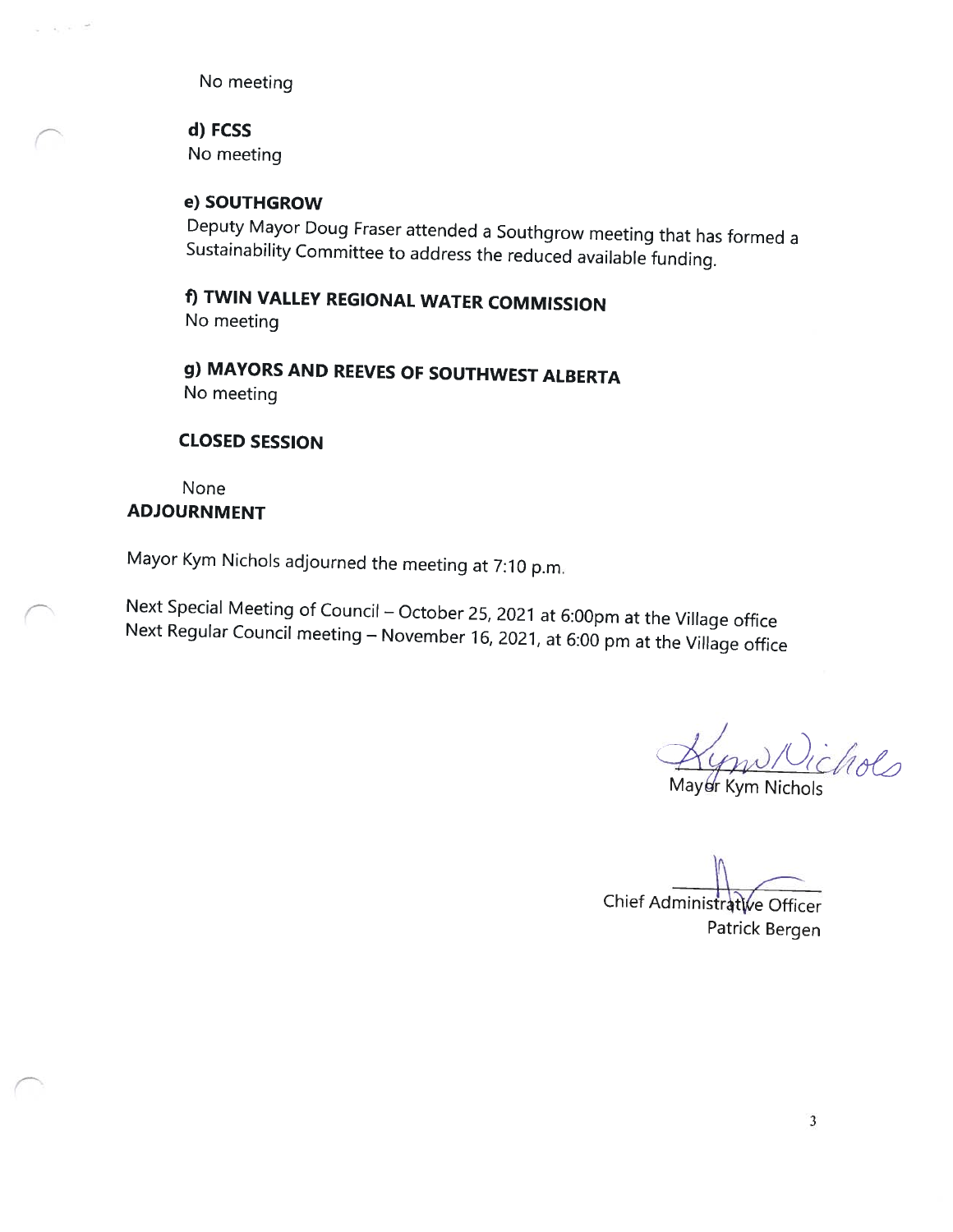No meeting

**d) FCSS**
No meeting

**e) SOUTHGROW**
Deputy Mayor Doug Fraser attended a Southgrow meeting that has formed a Sustainability Committee to address the reduced available funding.

**f) TWIN VALLEY REGIONAL WATER COMMISSION**
No meeting

**g) MAYORS AND REEVES OF SOUTHWEST ALBERTA**
No meeting

## CLOSED SESSION

None

## ADJOURNMENT

Mayor Kym Nichols adjourned the meeting at 7:10 p.m.

Next Special Meeting of Council – October 25, 2021 at 6:00pm at the Village office
Next Regular Council meeting – November 16, 2021, at 6:00 pm at the Village office

Mayor Kym Nichols

Chief Administrative Officer
Patrick Bergen